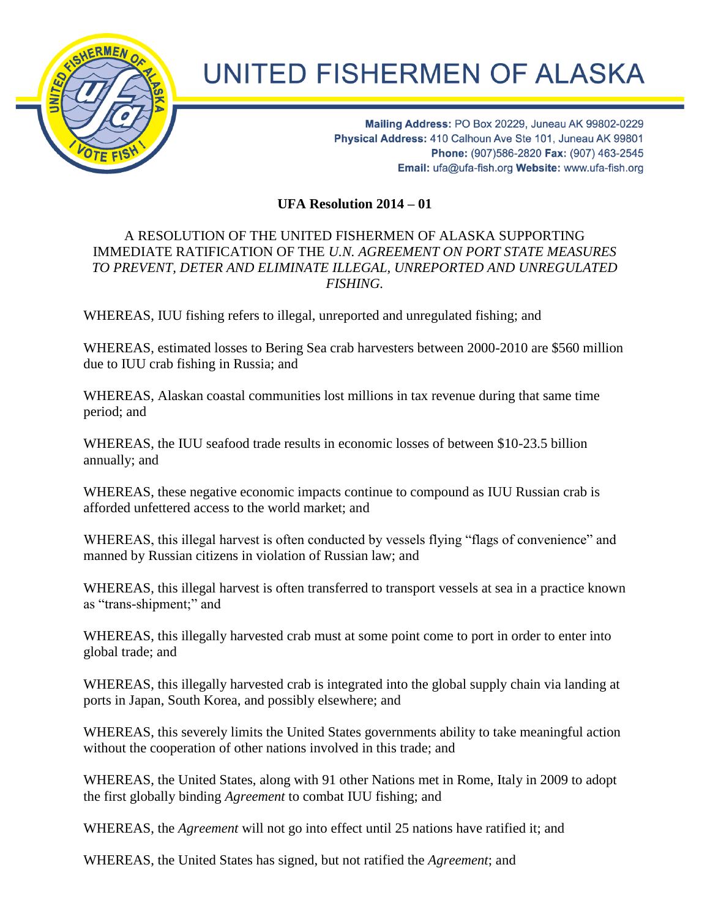# UNITED FISHERMEN OF ALASKA

**Mailing Address:** PO Box 20229, Juneau AK 99802-0229
**Physical Address:** 410 Calhoun Ave Ste 101, Juneau AK 99801
**Phone:** (907)586-2820 **Fax:** (907) 463-2545
**Email:** ufa@ufa-fish.org **Website:** www.ufa-fish.org

## UFA Resolution 2014 – 01

A RESOLUTION OF THE UNITED FISHERMEN OF ALASKA SUPPORTING IMMEDIATE RATIFICATION OF THE *U.N. AGREEMENT ON PORT STATE MEASURES TO PREVENT, DETER AND ELIMINATE ILLEGAL, UNREPORTED AND UNREGULATED FISHING.*

WHEREAS, IUU fishing refers to illegal, unreported and unregulated fishing; and

WHEREAS, estimated losses to Bering Sea crab harvesters between 2000-2010 are $560 million due to IUU crab fishing in Russia; and

WHEREAS, Alaskan coastal communities lost millions in tax revenue during that same time period; and

WHEREAS, the IUU seafood trade results in economic losses of between $10-23.5 billion annually; and

WHEREAS, these negative economic impacts continue to compound as IUU Russian crab is afforded unfettered access to the world market; and

WHEREAS, this illegal harvest is often conducted by vessels flying "flags of convenience" and manned by Russian citizens in violation of Russian law; and

WHEREAS, this illegal harvest is often transferred to transport vessels at sea in a practice known as "trans-shipment;" and

WHEREAS, this illegally harvested crab must at some point come to port in order to enter into global trade; and

WHEREAS, this illegally harvested crab is integrated into the global supply chain via landing at ports in Japan, South Korea, and possibly elsewhere; and

WHEREAS, this severely limits the United States governments ability to take meaningful action without the cooperation of other nations involved in this trade; and

WHEREAS, the United States, along with 91 other Nations met in Rome, Italy in 2009 to adopt the first globally binding *Agreement* to combat IUU fishing; and

WHEREAS, the *Agreement* will not go into effect until 25 nations have ratified it; and

WHEREAS, the United States has signed, but not ratified the *Agreement*; and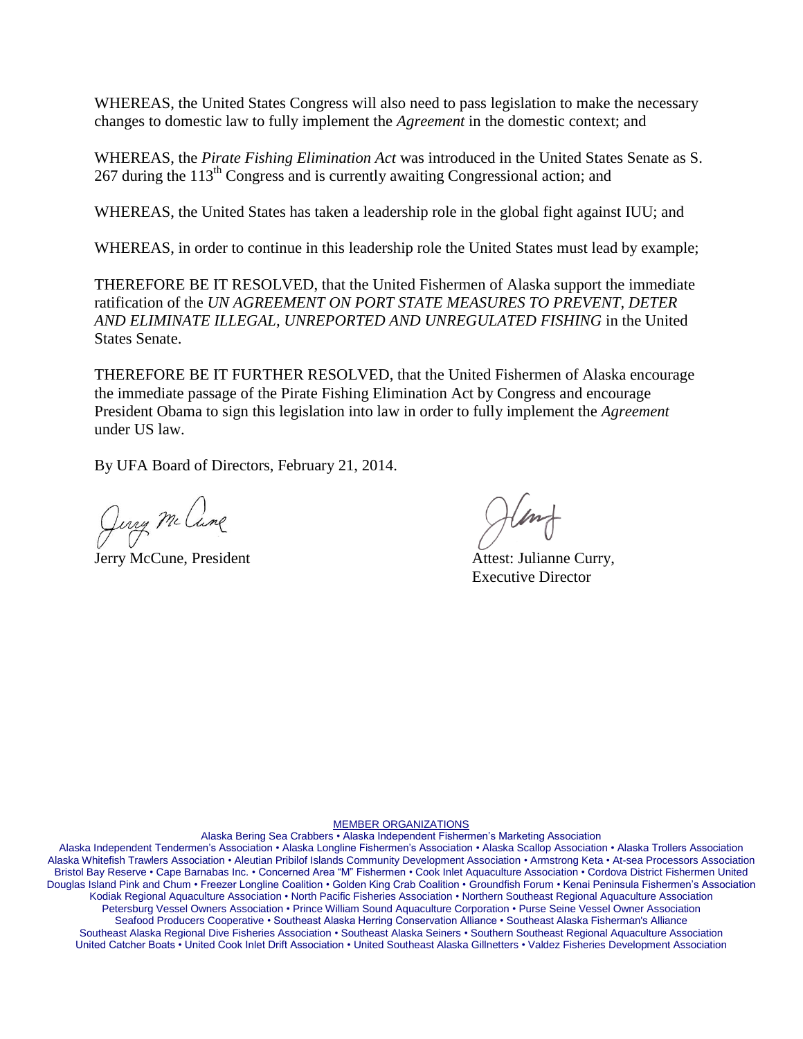WHEREAS, the United States Congress will also need to pass legislation to make the necessary changes to domestic law to fully implement the *Agreement* in the domestic context; and

WHEREAS, the *Pirate Fishing Elimination Act* was introduced in the United States Senate as S. 267 during the 113th Congress and is currently awaiting Congressional action; and

WHEREAS, the United States has taken a leadership role in the global fight against IUU; and

WHEREAS, in order to continue in this leadership role the United States must lead by example;

THEREFORE BE IT RESOLVED, that the United Fishermen of Alaska support the immediate ratification of the *UN AGREEMENT ON PORT STATE MEASURES TO PREVENT, DETER AND ELIMINATE ILLEGAL, UNREPORTED AND UNREGULATED FISHING* in the United States Senate.

THEREFORE BE IT FURTHER RESOLVED, that the United Fishermen of Alaska encourage the immediate passage of the Pirate Fishing Elimination Act by Congress and encourage President Obama to sign this legislation into law in order to fully implement the *Agreement* under US law.

By UFA Board of Directors, February 21, 2014.

Jerry McCune, President

Attest: Julianne Curry,
Executive Director

MEMBER ORGANIZATIONS

Alaska Bering Sea Crabbers • Alaska Independent Fishermen's Marketing Association
Alaska Independent Tendermen's Association • Alaska Longline Fishermen's Association • Alaska Scallop Association • Alaska Trollers Association
Alaska Whitefish Trawlers Association • Aleutian Pribilof Islands Community Development Association • Armstrong Keta • At-sea Processors Association
Bristol Bay Reserve • Cape Barnabas Inc. • Concerned Area "M" Fishermen • Cook Inlet Aquaculture Association • Cordova District Fishermen United
Douglas Island Pink and Chum • Freezer Longline Coalition • Golden King Crab Coalition • Groundfish Forum • Kenai Peninsula Fishermen's Association
Kodiak Regional Aquaculture Association • North Pacific Fisheries Association • Northern Southeast Regional Aquaculture Association
Petersburg Vessel Owners Association • Prince William Sound Aquaculture Corporation • Purse Seine Vessel Owner Association
Seafood Producers Cooperative • Southeast Alaska Herring Conservation Alliance • Southeast Alaska Fisherman's Alliance
Southeast Alaska Regional Dive Fisheries Association • Southeast Alaska Seiners • Southern Southeast Regional Aquaculture Association
United Catcher Boats • United Cook Inlet Drift Association • United Southeast Alaska Gillnetters • Valdez Fisheries Development Association